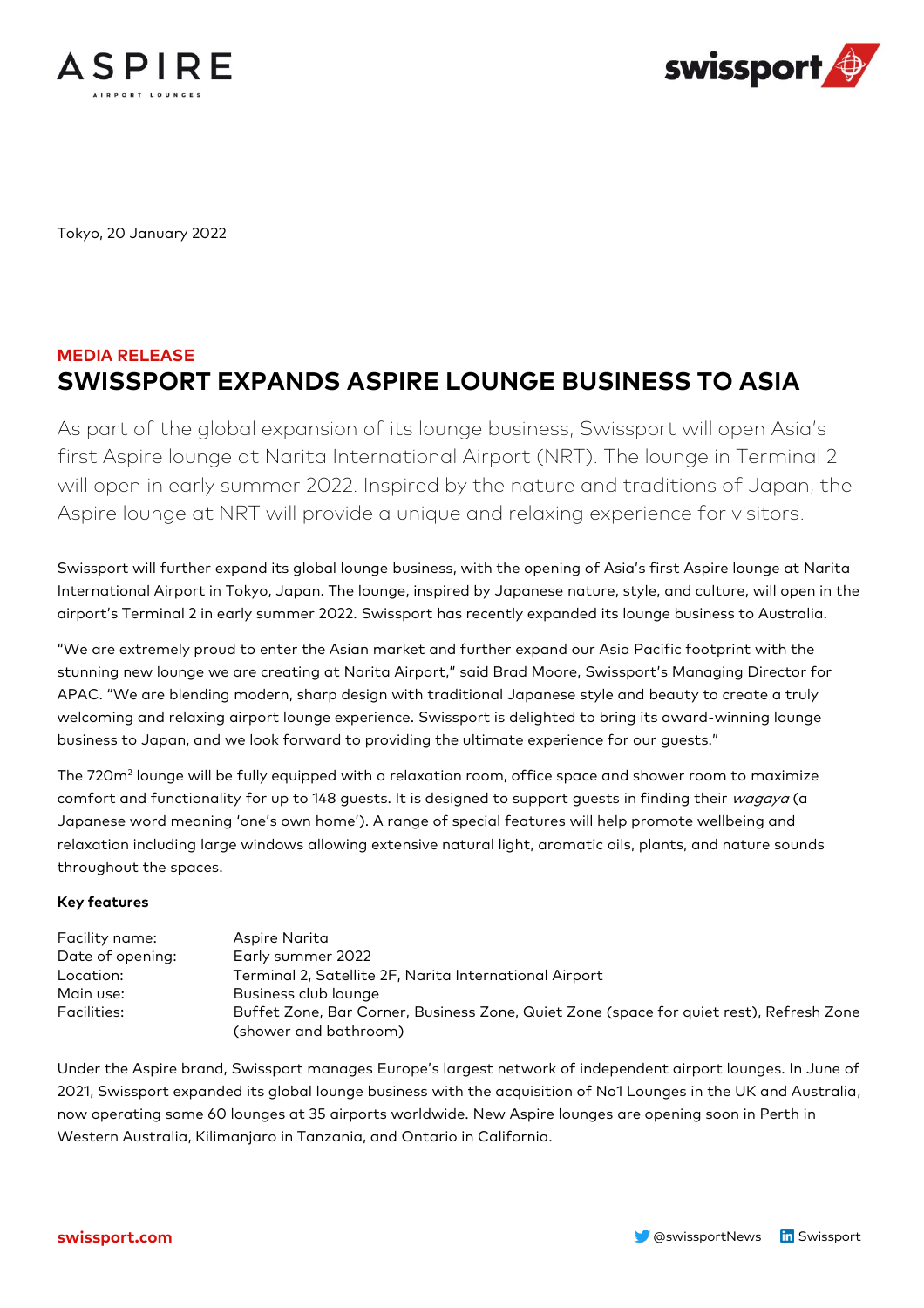Tokyo, 20 January 2022

**MEDIA RELEASE**

# SWISSPORT EXPANDS ASPIRE LOUNGE BUSINESS TO ASIA

As part of the global expansion of its lounge business, Swissport will open Asia's first Aspire lounge at Narita International Airport (NRT). The lounge in Terminal 2 will open in early summer 2022. Inspired by the nature and traditions of Japan, the Aspire lounge at NRT will provide a unique and relaxing experience for visitors.

Swissport will further expand its global lounge business, with the opening of Asia's first Aspire lounge at Narita International Airport in Tokyo, Japan. The lounge, inspired by Japanese nature, style, and culture, will open in the airport's Terminal 2 in early summer 2022. Swissport has recently expanded its lounge business to Australia.

"We are extremely proud to enter the Asian market and further expand our Asia Pacific footprint with the stunning new lounge we are creating at Narita Airport," said Brad Moore, Swissport's Managing Director for APAC. "We are blending modern, sharp design with traditional Japanese style and beauty to create a truly welcoming and relaxing airport lounge experience. Swissport is delighted to bring its award-winning lounge business to Japan, and we look forward to providing the ultimate experience for our guests."

The 720m² lounge will be fully equipped with a relaxation room, office space and shower room to maximize comfort and functionality for up to 148 guests. It is designed to support guests in finding their *wagaya* (a Japanese word meaning 'one's own home'). A range of special features will help promote wellbeing and relaxation including large windows allowing extensive natural light, aromatic oils, plants, and nature sounds throughout the spaces.

**Key features**

| | |
|---|---|
| Facility name: | Aspire Narita |
| Date of opening: | Early summer 2022 |
| Location: | Terminal 2, Satellite 2F, Narita International Airport |
| Main use: | Business club lounge |
| Facilities: | Buffet Zone, Bar Corner, Business Zone, Quiet Zone (space for quiet rest), Refresh Zone (shower and bathroom) |

Under the Aspire brand, Swissport manages Europe's largest network of independent airport lounges. In June of 2021, Swissport expanded its global lounge business with the acquisition of No1 Lounges in the UK and Australia, now operating some 60 lounges at 35 airports worldwide. New Aspire lounges are opening soon in Perth in Western Australia, Kilimanjaro in Tanzania, and Ontario in California.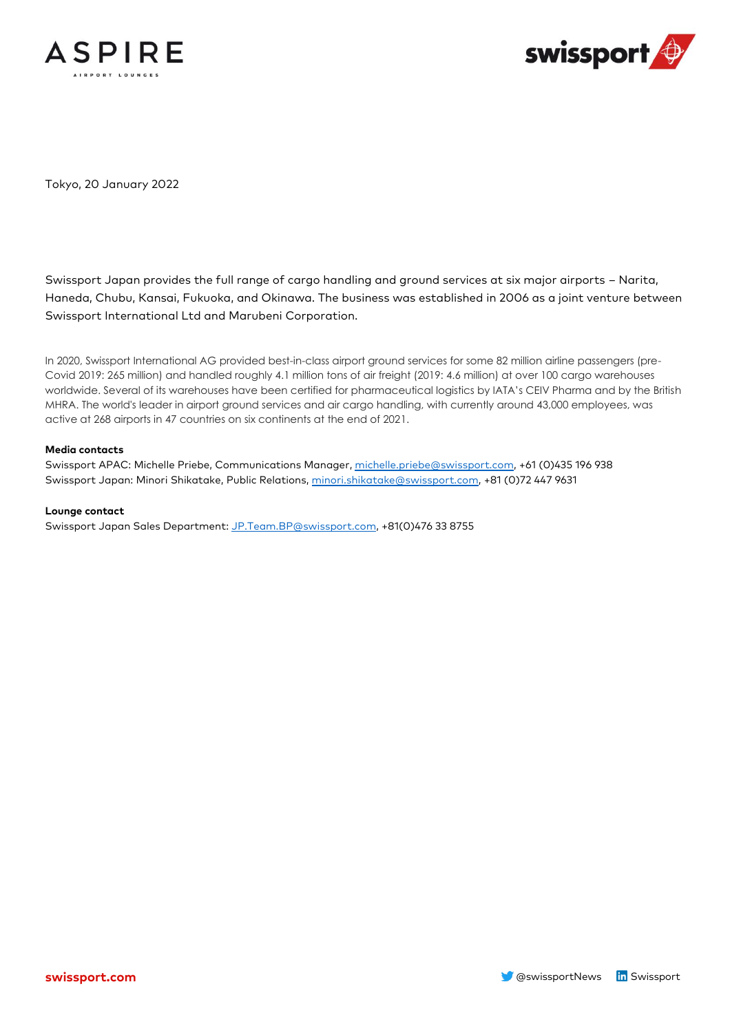Tokyo, 20 January 2022

Swissport Japan provides the full range of cargo handling and ground services at six major airports – Narita, Haneda, Chubu, Kansai, Fukuoka, and Okinawa. The business was established in 2006 as a joint venture between Swissport International Ltd and Marubeni Corporation.

In 2020, Swissport International AG provided best-in-class airport ground services for some 82 million airline passengers (pre-Covid 2019: 265 million) and handled roughly 4.1 million tons of air freight (2019: 4.6 million) at over 100 cargo warehouses worldwide. Several of its warehouses have been certified for pharmaceutical logistics by IATA's CEIV Pharma and by the British MHRA. The world's leader in airport ground services and air cargo handling, with currently around 43,000 employees, was active at 268 airports in 47 countries on six continents at the end of 2021.

**Media contacts**
Swissport APAC: Michelle Priebe, Communications Manager, michelle.priebe@swissport.com, +61 (0)435 196 938
Swissport Japan: Minori Shikatake, Public Relations, minori.shikatake@swissport.com, +81 (0)72 447 9631

**Lounge contact**
Swissport Japan Sales Department: JP.Team.BP@swissport.com, +81(0)476 33 8755

**swissport.com**

@swissportNews Swissport